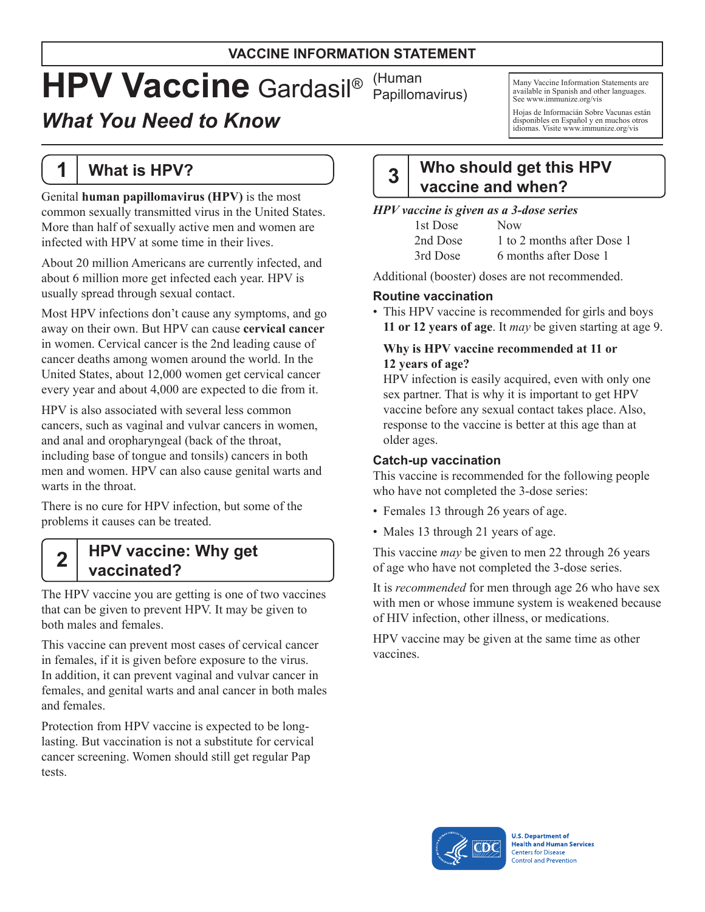**VACCINE INFORMATION STATEMENT**

# HPV Vaccine Gardasil® (Human Papillomavirus)

## *What You Need to Know*

Many Vaccine Information Statements are available in Spanish and other languages. See www.immunize.org/vis

Hojas de Informacián Sobre Vacunas están disponibles en Español y en muchos otros idiomas. Visite www.immunize.org/vis

## 1 What is HPV?

Genital **human papillomavirus (HPV)** is the most common sexually transmitted virus in the United States. More than half of sexually active men and women are infected with HPV at some time in their lives.

About 20 million Americans are currently infected, and about 6 million more get infected each year. HPV is usually spread through sexual contact.

Most HPV infections don't cause any symptoms, and go away on their own. But HPV can cause **cervical cancer** in women. Cervical cancer is the 2nd leading cause of cancer deaths among women around the world. In the United States, about 12,000 women get cervical cancer every year and about 4,000 are expected to die from it.

HPV is also associated with several less common cancers, such as vaginal and vulvar cancers in women, and anal and oropharyngeal (back of the throat, including base of tongue and tonsils) cancers in both men and women. HPV can also cause genital warts and warts in the throat.

There is no cure for HPV infection, but some of the problems it causes can be treated.

## 2 HPV vaccine: Why get vaccinated?

The HPV vaccine you are getting is one of two vaccines that can be given to prevent HPV. It may be given to both males and females.

This vaccine can prevent most cases of cervical cancer in females, if it is given before exposure to the virus. In addition, it can prevent vaginal and vulvar cancer in females, and genital warts and anal cancer in both males and females.

Protection from HPV vaccine is expected to be long-lasting. But vaccination is not a substitute for cervical cancer screening. Women should still get regular Pap tests.

## 3 Who should get this HPV vaccine and when?

***HPV vaccine is given as a 3-dose series***

| | |
|---|---|
| 1st Dose | Now |
| 2nd Dose | 1 to 2 months after Dose 1 |
| 3rd Dose | 6 months after Dose 1 |

Additional (booster) doses are not recommended.

### Routine vaccination

- This HPV vaccine is recommended for girls and boys **11 or 12 years of age**. It *may* be given starting at age 9.

  **Why is HPV vaccine recommended at 11 or 12 years of age?**
  HPV infection is easily acquired, even with only one sex partner. That is why it is important to get HPV vaccine before any sexual contact takes place. Also, response to the vaccine is better at this age than at older ages.

### Catch-up vaccination

This vaccine is recommended for the following people who have not completed the 3-dose series:

- Females 13 through 26 years of age.
- Males 13 through 21 years of age.

This vaccine *may* be given to men 22 through 26 years of age who have not completed the 3-dose series.

It is *recommended* for men through age 26 who have sex with men or whose immune system is weakened because of HIV infection, other illness, or medications.

HPV vaccine may be given at the same time as other vaccines.

U.S. Department of Health and Human Services
Centers for Disease Control and Prevention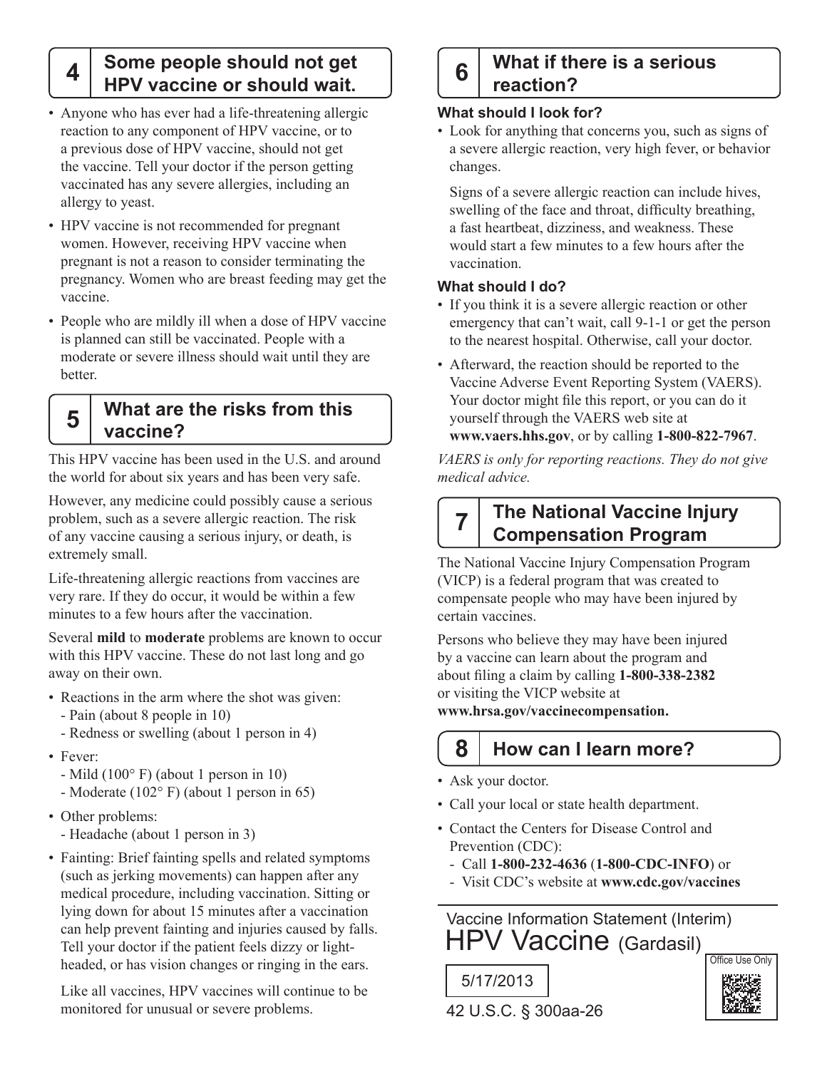## 4 Some people should not get HPV vaccine or should wait.

- Anyone who has ever had a life-threatening allergic reaction to any component of HPV vaccine, or to a previous dose of HPV vaccine, should not get the vaccine. Tell your doctor if the person getting vaccinated has any severe allergies, including an allergy to yeast.
- HPV vaccine is not recommended for pregnant women. However, receiving HPV vaccine when pregnant is not a reason to consider terminating the pregnancy. Women who are breast feeding may get the vaccine.
- People who are mildly ill when a dose of HPV vaccine is planned can still be vaccinated. People with a moderate or severe illness should wait until they are better.

## 5 What are the risks from this vaccine?

This HPV vaccine has been used in the U.S. and around the world for about six years and has been very safe.

However, any medicine could possibly cause a serious problem, such as a severe allergic reaction. The risk of any vaccine causing a serious injury, or death, is extremely small.

Life-threatening allergic reactions from vaccines are very rare. If they do occur, it would be within a few minutes to a few hours after the vaccination.

Several **mild** to **moderate** problems are known to occur with this HPV vaccine. These do not last long and go away on their own.

- Reactions in the arm where the shot was given:
  - Pain (about 8 people in 10)
  - Redness or swelling (about 1 person in 4)
- Fever:
  - Mild (100° F) (about 1 person in 10)
  - Moderate (102° F) (about 1 person in 65)
- Other problems:
  - Headache (about 1 person in 3)
- Fainting: Brief fainting spells and related symptoms (such as jerking movements) can happen after any medical procedure, including vaccination. Sitting or lying down for about 15 minutes after a vaccination can help prevent fainting and injuries caused by falls. Tell your doctor if the patient feels dizzy or light-headed, or has vision changes or ringing in the ears.

  Like all vaccines, HPV vaccines will continue to be monitored for unusual or severe problems.

## 6 What if there is a serious reaction?

**What should I look for?**

- Look for anything that concerns you, such as signs of a severe allergic reaction, very high fever, or behavior changes.

  Signs of a severe allergic reaction can include hives, swelling of the face and throat, difficulty breathing, a fast heartbeat, dizziness, and weakness. These would start a few minutes to a few hours after the vaccination.

**What should I do?**

- If you think it is a severe allergic reaction or other emergency that can't wait, call 9-1-1 or get the person to the nearest hospital. Otherwise, call your doctor.
- Afterward, the reaction should be reported to the Vaccine Adverse Event Reporting System (VAERS). Your doctor might file this report, or you can do it yourself through the VAERS web site at **www.vaers.hhs.gov**, or by calling **1-800-822-7967**.

*VAERS is only for reporting reactions. They do not give medical advice.*

## 7 The National Vaccine Injury Compensation Program

The National Vaccine Injury Compensation Program (VICP) is a federal program that was created to compensate people who may have been injured by certain vaccines.

Persons who believe they may have been injured by a vaccine can learn about the program and about filing a claim by calling **1-800-338-2382** or visiting the VICP website at **www.hrsa.gov/vaccinecompensation.**

## 8 How can I learn more?

- Ask your doctor.
- Call your local or state health department.
- Contact the Centers for Disease Control and Prevention (CDC):
  - Call **1-800-232-4636** (**1-800-CDC-INFO**) or
  - Visit CDC's website at **www.cdc.gov/vaccines**

Vaccine Information Statement (Interim)

HPV Vaccine (Gardasil)

5/17/2013

42 U.S.C. § 300aa-26

Office Use Only